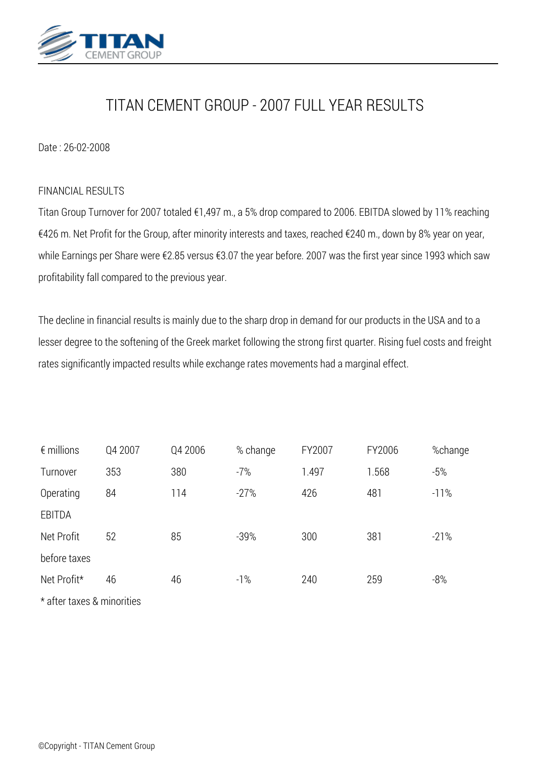# TITAN CEMENT GROUP - 2007 FULL YEAR RESULTS

Date : 26-02-2008

## FINANCIAL RESULTS

Titan Group Turnover for 2007 totaled €1,497 m., a 5% drop compared to 2006. EBITDA slowed by 11% reaching €426 m. Net Profit for the Group, after minority interests and taxes, reached €240 m., down by 8% year on year, while Earnings per Share were €2.85 versus €3.07 the year before. 2007 was the first year since 1993 which saw profitability fall compared to the previous year.

The decline in financial results is mainly due to the sharp drop in demand for our products in the USA and to a lesser degree to the softening of the Greek market following the strong first quarter. Rising fuel costs and freight rates significantly impacted results while exchange rates movements had a marginal effect.

| € millions | Q4 2007 | Q4 2006 | % change | FY2007 | FY2006 | %change |
|---|---|---|---|---|---|---|
| Turnover | 353 | 380 | -7% | 1.497 | 1.568 | -5% |
| Operating EBITDA | 84 | 114 | -27% | 426 | 481 | -11% |
| Net Profit before taxes | 52 | 85 | -39% | 300 | 381 | -21% |
| Net Profit* | 46 | 46 | -1% | 240 | 259 | -8% |

* after taxes & minorities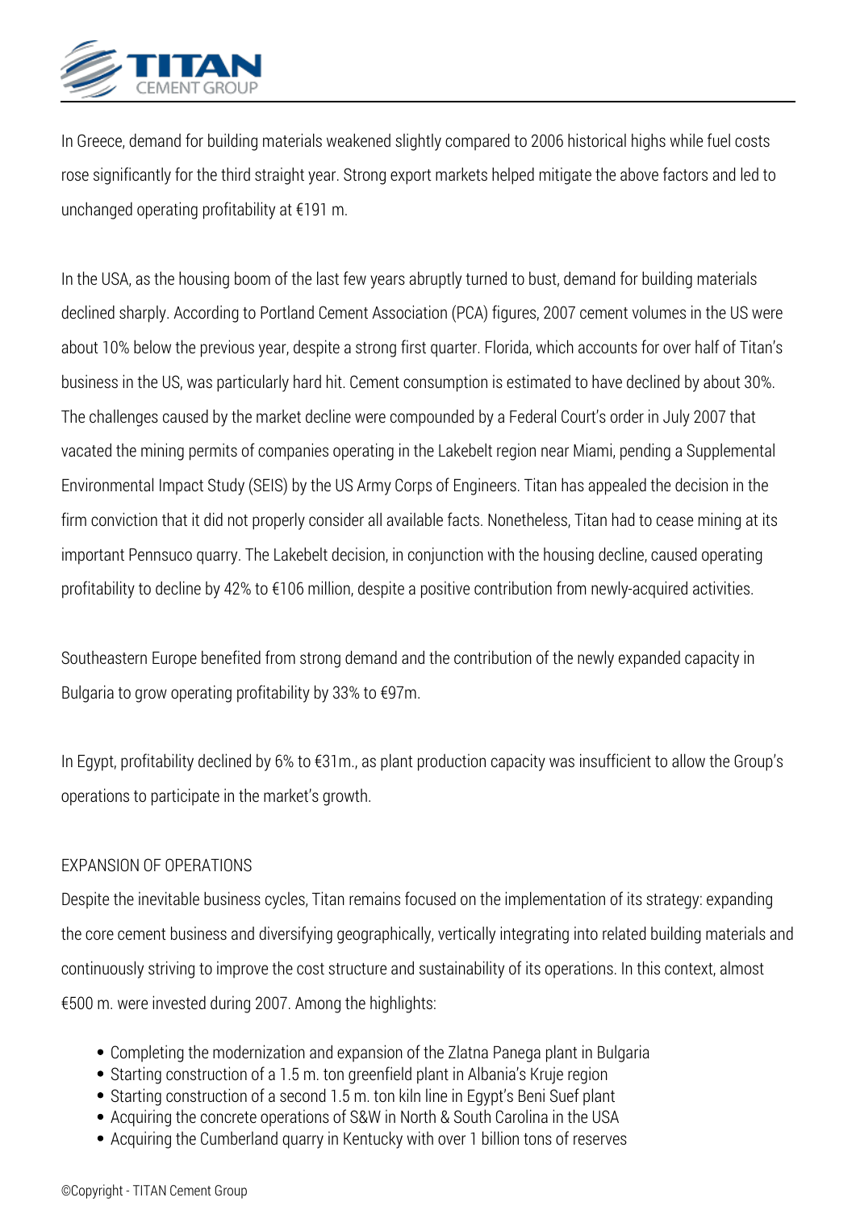In Greece, demand for building materials weakened slightly compared to 2006 historical highs while fuel costs rose significantly for the third straight year. Strong export markets helped mitigate the above factors and led to unchanged operating profitability at €191 m.

In the USA, as the housing boom of the last few years abruptly turned to bust, demand for building materials declined sharply. According to Portland Cement Association (PCA) figures, 2007 cement volumes in the US were about 10% below the previous year, despite a strong first quarter. Florida, which accounts for over half of Titan's business in the US, was particularly hard hit. Cement consumption is estimated to have declined by about 30%. The challenges caused by the market decline were compounded by a Federal Court's order in July 2007 that vacated the mining permits of companies operating in the Lakebelt region near Miami, pending a Supplemental Environmental Impact Study (SEIS) by the US Army Corps of Engineers. Titan has appealed the decision in the firm conviction that it did not properly consider all available facts. Nonetheless, Titan had to cease mining at its important Pennsuco quarry. The Lakebelt decision, in conjunction with the housing decline, caused operating profitability to decline by 42% to €106 million, despite a positive contribution from newly-acquired activities.

Southeastern Europe benefited from strong demand and the contribution of the newly expanded capacity in Bulgaria to grow operating profitability by 33% to €97m.

In Egypt, profitability declined by 6% to €31m., as plant production capacity was insufficient to allow the Group's operations to participate in the market's growth.

EXPANSION OF OPERATIONS

Despite the inevitable business cycles, Titan remains focused on the implementation of its strategy: expanding the core cement business and diversifying geographically, vertically integrating into related building materials and continuously striving to improve the cost structure and sustainability of its operations. In this context, almost €500 m. were invested during 2007. Among the highlights:

- Completing the modernization and expansion of the Zlatna Panega plant in Bulgaria
- Starting construction of a 1.5 m. ton greenfield plant in Albania's Kruje region
- Starting construction of a second 1.5 m. ton kiln line in Egypt's Beni Suef plant
- Acquiring the concrete operations of S&W in North & South Carolina in the USA
- Acquiring the Cumberland quarry in Kentucky with over 1 billion tons of reserves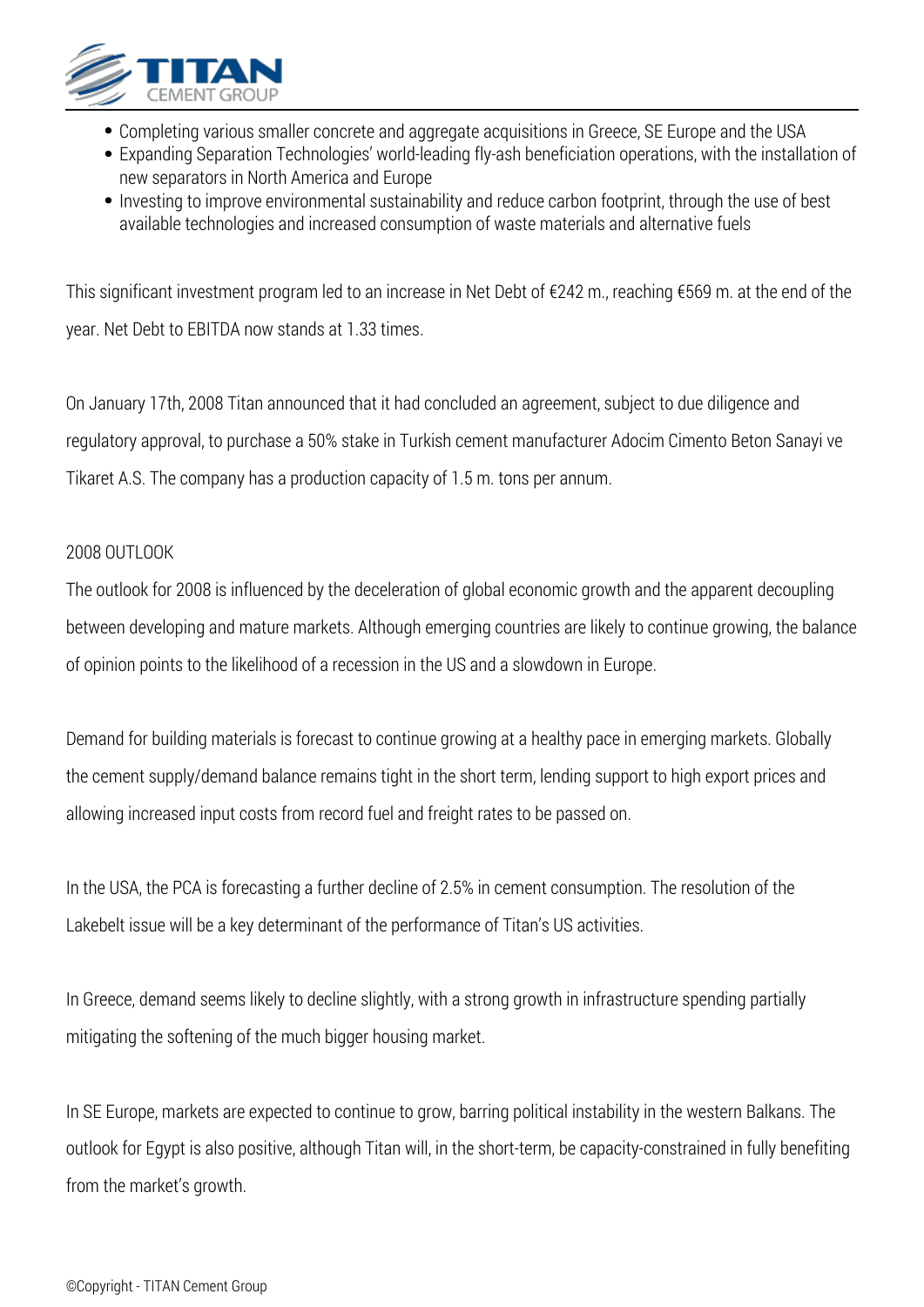- Completing various smaller concrete and aggregate acquisitions in Greece, SE Europe and the USA
- Expanding Separation Technologies' world-leading fly-ash beneficiation operations, with the installation of new separators in North America and Europe
- Investing to improve environmental sustainability and reduce carbon footprint, through the use of best available technologies and increased consumption of waste materials and alternative fuels

This significant investment program led to an increase in Net Debt of €242 m., reaching €569 m. at the end of the year. Net Debt to EBITDA now stands at 1.33 times.

On January 17th, 2008 Titan announced that it had concluded an agreement, subject to due diligence and regulatory approval, to purchase a 50% stake in Turkish cement manufacturer Adocim Cimento Beton Sanayi ve Tikaret A.S. The company has a production capacity of 1.5 m. tons per annum.

## 2008 OUTLOOK

The outlook for 2008 is influenced by the deceleration of global economic growth and the apparent decoupling between developing and mature markets. Although emerging countries are likely to continue growing, the balance of opinion points to the likelihood of a recession in the US and a slowdown in Europe.

Demand for building materials is forecast to continue growing at a healthy pace in emerging markets. Globally the cement supply/demand balance remains tight in the short term, lending support to high export prices and allowing increased input costs from record fuel and freight rates to be passed on.

In the USA, the PCA is forecasting a further decline of 2.5% in cement consumption. The resolution of the Lakebelt issue will be a key determinant of the performance of Titan's US activities.

In Greece, demand seems likely to decline slightly, with a strong growth in infrastructure spending partially mitigating the softening of the much bigger housing market.

In SE Europe, markets are expected to continue to grow, barring political instability in the western Balkans. The outlook for Egypt is also positive, although Titan will, in the short-term, be capacity-constrained in fully benefiting from the market's growth.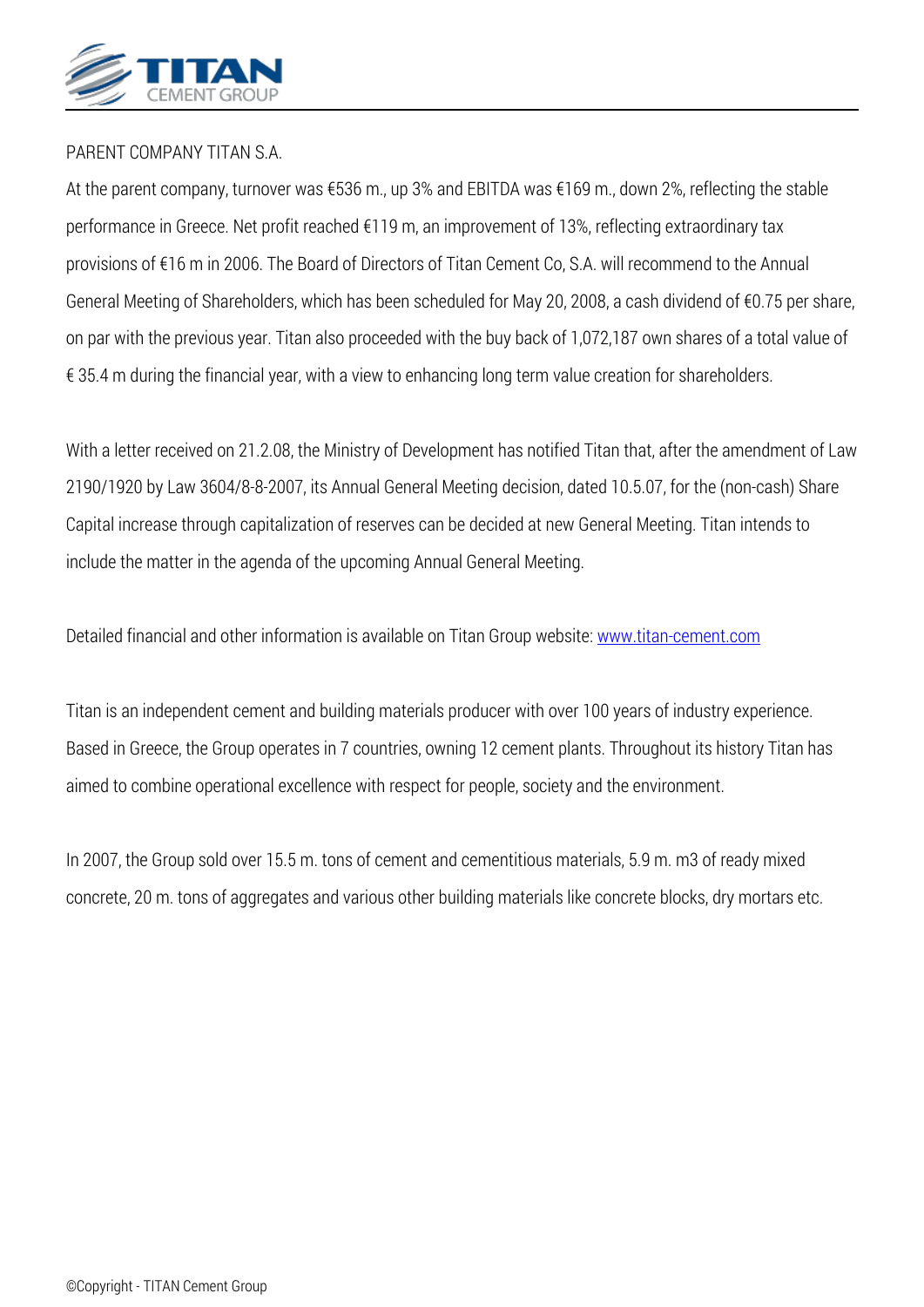PARENT COMPANY TITAN S.A.

At the parent company, turnover was €536 m., up 3% and EBITDA was €169 m., down 2%, reflecting the stable performance in Greece. Net profit reached €119 m, an improvement of 13%, reflecting extraordinary tax provisions of €16 m in 2006. The Board of Directors of Titan Cement Co, S.A. will recommend to the Annual General Meeting of Shareholders, which has been scheduled for May 20, 2008, a cash dividend of €0.75 per share, on par with the previous year. Titan also proceeded with the buy back of 1,072,187 own shares of a total value of € 35.4 m during the financial year, with a view to enhancing long term value creation for shareholders.

With a letter received on 21.2.08, the Ministry of Development has notified Titan that, after the amendment of Law 2190/1920 by Law 3604/8-8-2007, its Annual General Meeting decision, dated 10.5.07, for the (non-cash) Share Capital increase through capitalization of reserves can be decided at new General Meeting. Titan intends to include the matter in the agenda of the upcoming Annual General Meeting.

Detailed financial and other information is available on Titan Group website: [www.titan-cement.com](http://www.titan-cement.com)

Titan is an independent cement and building materials producer with over 100 years of industry experience. Based in Greece, the Group operates in 7 countries, owning 12 cement plants. Throughout its history Titan has aimed to combine operational excellence with respect for people, society and the environment.

In 2007, the Group sold over 15.5 m. tons of cement and cementitious materials, 5.9 m. m3 of ready mixed concrete, 20 m. tons of aggregates and various other building materials like concrete blocks, dry mortars etc.